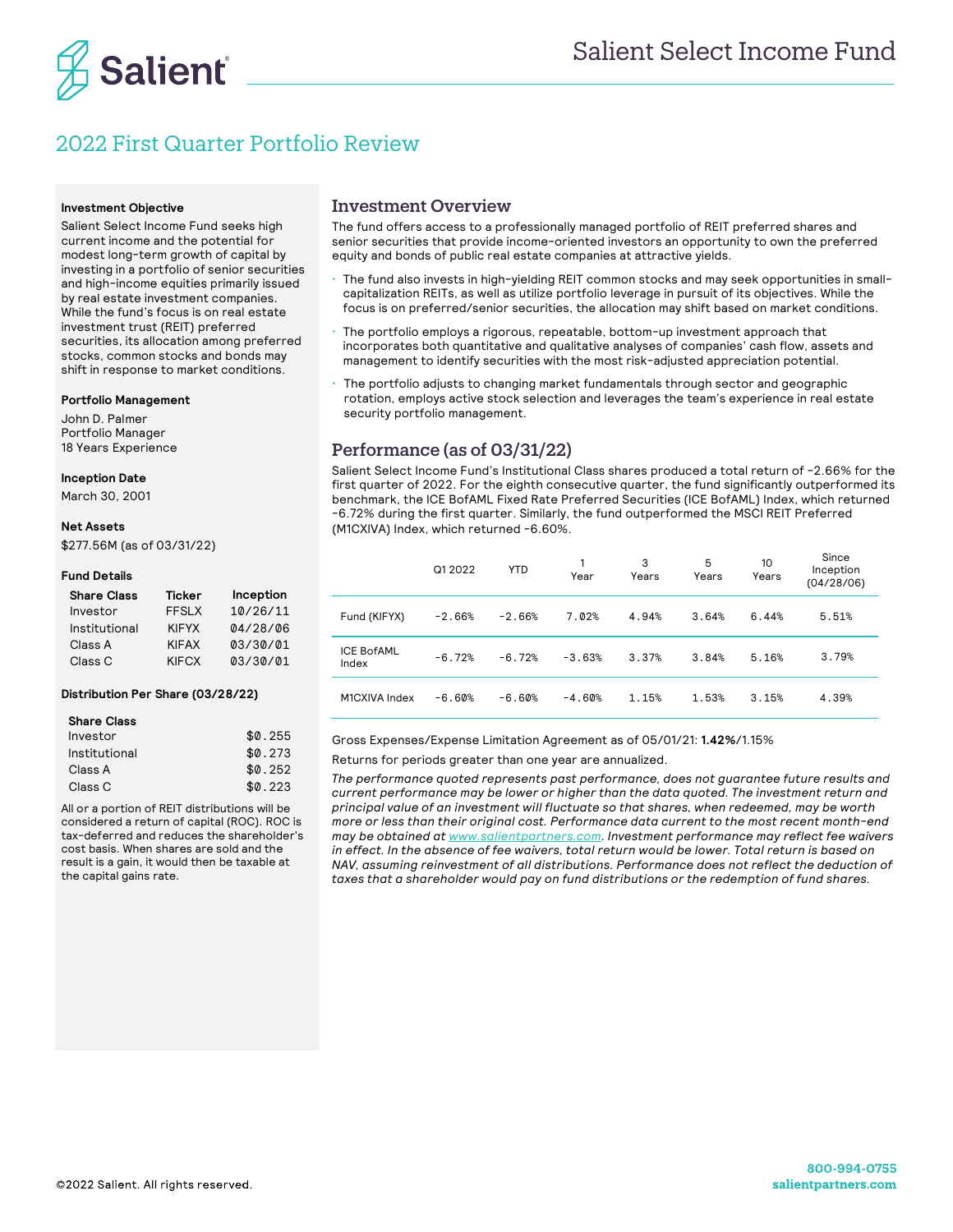# Salient Select Income Fund

## 2022 First Quarter Portfolio Review

**Investment Objective**

Salient Select Income Fund seeks high current income and the potential for modest long-term growth of capital by investing in a portfolio of senior securities and high-income equities primarily issued by real estate investment companies. While the fund's focus is on real estate investment trust (REIT) preferred securities, its allocation among preferred stocks, common stocks and bonds may shift in response to market conditions.

**Portfolio Management**

John D. Palmer
Portfolio Manager
18 Years Experience

**Inception Date**

March 30, 2001

**Net Assets**

$277.56M (as of 03/31/22)

**Fund Details**

| Share Class | Ticker | Inception |
|---|---|---|
| Investor | FFSLX | 10/26/11 |
| Institutional | KIFYX | 04/28/06 |
| Class A | KIFAX | 03/30/01 |
| Class C | KIFCX | 03/30/01 |

**Distribution Per Share (03/28/22)**

| Share Class | |
|---|---|
| Investor | $0.255 |
| Institutional | $0.273 |
| Class A | $0.252 |
| Class C | $0.223 |

All or a portion of REIT distributions will be considered a return of capital (ROC). ROC is tax-deferred and reduces the shareholder's cost basis. When shares are sold and the result is a gain, it would then be taxable at the capital gains rate.

### Investment Overview

The fund offers access to a professionally managed portfolio of REIT preferred shares and senior securities that provide income-oriented investors an opportunity to own the preferred equity and bonds of public real estate companies at attractive yields.

- The fund also invests in high-yielding REIT common stocks and may seek opportunities in small-capitalization REITs, as well as utilize portfolio leverage in pursuit of its objectives. While the focus is on preferred/senior securities, the allocation may shift based on market conditions.
- The portfolio employs a rigorous, repeatable, bottom-up investment approach that incorporates both quantitative and qualitative analyses of companies' cash flow, assets and management to identify securities with the most risk-adjusted appreciation potential.
- The portfolio adjusts to changing market fundamentals through sector and geographic rotation, employs active stock selection and leverages the team's experience in real estate security portfolio management.

### Performance (as of 03/31/22)

Salient Select Income Fund's Institutional Class shares produced a total return of -2.66% for the first quarter of 2022. For the eighth consecutive quarter, the fund significantly outperformed its benchmark, the ICE BofAML Fixed Rate Preferred Securities (ICE BofAML) Index, which returned -6.72% during the first quarter. Similarly, the fund outperformed the MSCI REIT Preferred (M1CXIVA) Index, which returned -6.60%.

| | Q1 2022 | YTD | 1 Year | 3 Years | 5 Years | 10 Years | Since Inception (04/28/06) |
|---|---|---|---|---|---|---|---|
| Fund (KIFYX) | -2.66% | -2.66% | 7.02% | 4.94% | 3.64% | 6.44% | 5.51% |
| ICE BofAML Index | -6.72% | -6.72% | -3.63% | 3.37% | 3.84% | 5.16% | 3.79% |
| M1CXIVA Index | -6.60% | -6.60% | -4.60% | 1.15% | 1.53% | 3.15% | 4.39% |

Gross Expenses/Expense Limitation Agreement as of 05/01/21: **1.42%**/1.15%

Returns for periods greater than one year are annualized.

*The performance quoted represents past performance, does not guarantee future results and current performance may be lower or higher than the data quoted. The investment return and principal value of an investment will fluctuate so that shares, when redeemed, may be worth more or less than their original cost. Performance data current to the most recent month-end may be obtained at www.salientpartners.com. Investment performance may reflect fee waivers in effect. In the absence of fee waivers, total return would be lower. Total return is based on NAV, assuming reinvestment of all distributions. Performance does not reflect the deduction of taxes that a shareholder would pay on fund distributions or the redemption of fund shares.*

©2022 Salient. All rights reserved.

**800-994-0755**
**salientpartners.com**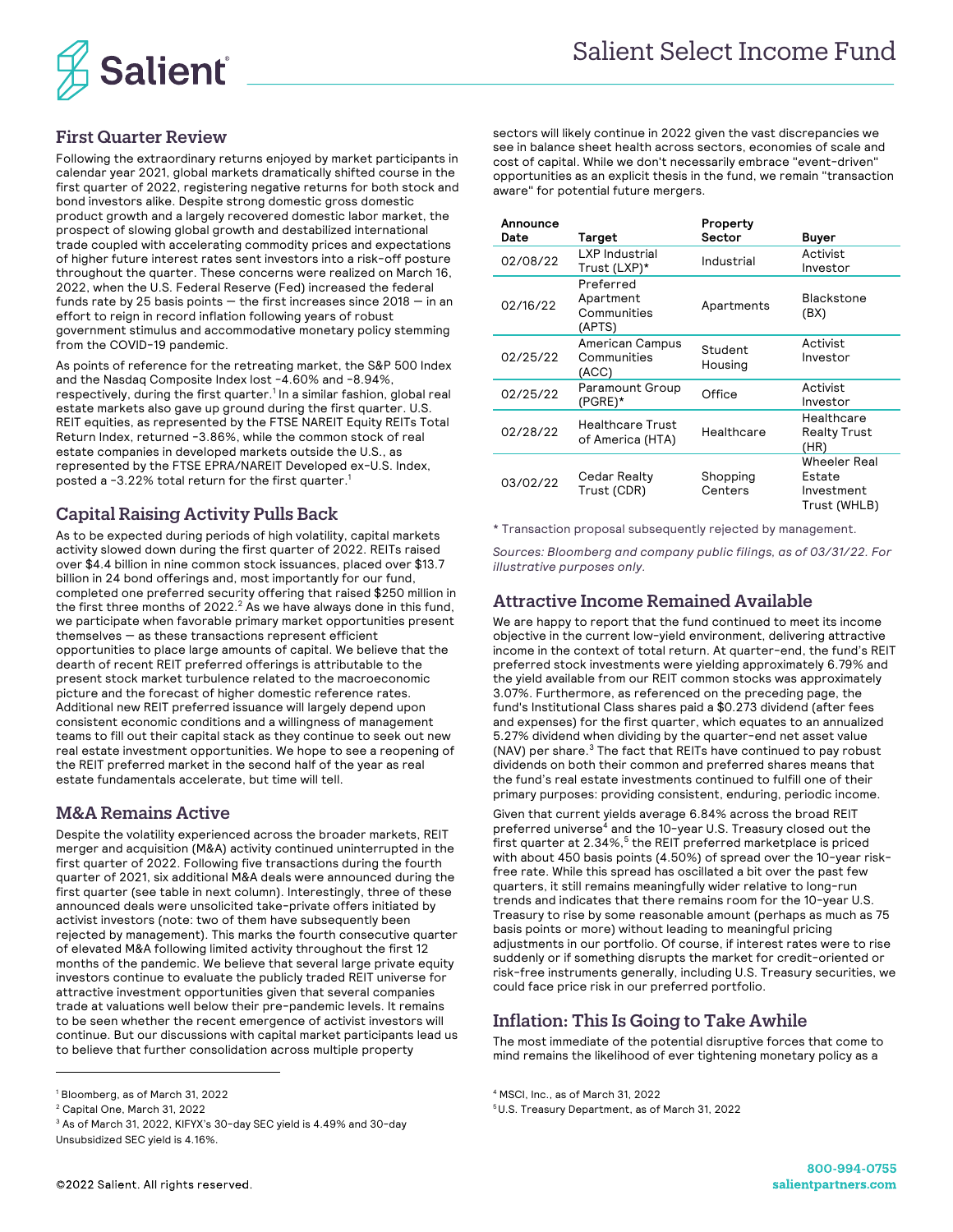## First Quarter Review

Following the extraordinary returns enjoyed by market participants in calendar year 2021, global markets dramatically shifted course in the first quarter of 2022, registering negative returns for both stock and bond investors alike. Despite strong domestic gross domestic product growth and a largely recovered domestic labor market, the prospect of slowing global growth and destabilized international trade coupled with accelerating commodity prices and expectations of higher future interest rates sent investors into a risk-off posture throughout the quarter. These concerns were realized on March 16, 2022, when the U.S. Federal Reserve (Fed) increased the federal funds rate by 25 basis points — the first increases since 2018 — in an effort to reign in record inflation following years of robust government stimulus and accommodative monetary policy stemming from the COVID-19 pandemic.

As points of reference for the retreating market, the S&P 500 Index and the Nasdaq Composite Index lost -4.60% and -8.94%, respectively, during the first quarter.[1] In a similar fashion, global real estate markets also gave up ground during the first quarter. U.S. REIT equities, as represented by the FTSE NAREIT Equity REITs Total Return Index, returned -3.86%, while the common stock of real estate companies in developed markets outside the U.S., as represented by the FTSE EPRA/NAREIT Developed ex-U.S. Index, posted a -3.22% total return for the first quarter.[1]

## Capital Raising Activity Pulls Back

As to be expected during periods of high volatility, capital markets activity slowed down during the first quarter of 2022. REITs raised over $4.4 billion in nine common stock issuances, placed over $13.7 billion in 24 bond offerings and, most importantly for our fund, completed one preferred security offering that raised $250 million in the first three months of 2022.[2] As we have always done in this fund, we participate when favorable primary market opportunities present themselves — as these transactions represent efficient opportunities to place large amounts of capital. We believe that the dearth of recent REIT preferred offerings is attributable to the present stock market turbulence related to the macroeconomic picture and the forecast of higher domestic reference rates. Additional new REIT preferred issuance will largely depend upon consistent economic conditions and a willingness of management teams to fill out their capital stack as they continue to seek out new real estate investment opportunities. We hope to see a reopening of the REIT preferred market in the second half of the year as real estate fundamentals accelerate, but time will tell.

## M&A Remains Active

Despite the volatility experienced across the broader markets, REIT merger and acquisition (M&A) activity continued uninterrupted in the first quarter of 2022. Following five transactions during the fourth quarter of 2021, six additional M&A deals were announced during the first quarter (see table in next column). Interestingly, three of these announced deals were unsolicited take-private offers initiated by activist investors (note: two of them have subsequently been rejected by management). This marks the fourth consecutive quarter of elevated M&A following limited activity throughout the first 12 months of the pandemic. We believe that several large private equity investors continue to evaluate the publicly traded REIT universe for attractive investment opportunities given that several companies trade at valuations well below their pre-pandemic levels. It remains to be seen whether the recent emergence of activist investors will continue. But our discussions with capital market participants lead us to believe that further consolidation across multiple property sectors will likely continue in 2022 given the vast discrepancies we see in balance sheet health across sectors, economies of scale and cost of capital. While we don't necessarily embrace "event-driven" opportunities as an explicit thesis in the fund, we remain "transaction aware" for potential future mergers.

| Announce Date | Target | Property Sector | Buyer |
|---|---|---|---|
| 02/08/22 | LXP Industrial Trust (LXP)* | Industrial | Activist Investor |
| 02/16/22 | Preferred Apartment Communities (APTS) | Apartments | Blackstone (BX) |
| 02/25/22 | American Campus Communities (ACC) | Student Housing | Activist Investor |
| 02/25/22 | Paramount Group (PGRE)* | Office | Activist Investor |
| 02/28/22 | Healthcare Trust of America (HTA) | Healthcare | Healthcare Realty Trust (HR) |
| 03/02/22 | Cedar Realty Trust (CDR) | Shopping Centers | Wheeler Real Estate Investment Trust (WHLB) |

* Transaction proposal subsequently rejected by management.

*Sources: Bloomberg and company public filings, as of 03/31/22. For illustrative purposes only.*

## Attractive Income Remained Available

We are happy to report that the fund continued to meet its income objective in the current low-yield environment, delivering attractive income in the context of total return. At quarter-end, the fund's REIT preferred stock investments were yielding approximately 6.79% and the yield available from our REIT common stocks was approximately 3.07%. Furthermore, as referenced on the preceding page, the fund's Institutional Class shares paid a $0.273 dividend (after fees and expenses) for the first quarter, which equates to an annualized 5.27% dividend when dividing by the quarter-end net asset value (NAV) per share.[3] The fact that REITs have continued to pay robust dividends on both their common and preferred shares means that the fund's real estate investments continued to fulfill one of their primary purposes: providing consistent, enduring, periodic income.

Given that current yields average 6.84% across the broad REIT preferred universe[4] and the 10-year U.S. Treasury closed out the first quarter at 2.34%,[5] the REIT preferred marketplace is priced with about 450 basis points (4.50%) of spread over the 10-year risk-free rate. While this spread has oscillated a bit over the past few quarters, it still remains meaningfully wider relative to long-run trends and indicates that there remains room for the 10-year U.S. Treasury to rise by some reasonable amount (perhaps as much as 75 basis points or more) without leading to meaningful pricing adjustments in our portfolio. Of course, if interest rates were to rise suddenly or if something disrupts the market for credit-oriented or risk-free instruments generally, including U.S. Treasury securities, we could face price risk in our preferred portfolio.

## Inflation: This Is Going to Take Awhile

The most immediate of the potential disruptive forces that come to mind remains the likelihood of ever tightening monetary policy as a

---

[1] Bloomberg, as of March 31, 2022

[2] Capital One, March 31, 2022

[3] As of March 31, 2022, KIFYX's 30-day SEC yield is 4.49% and 30-day Unsubsidized SEC yield is 4.16%.

[4] MSCI, Inc., as of March 31, 2022

[5] U.S. Treasury Department, as of March 31, 2022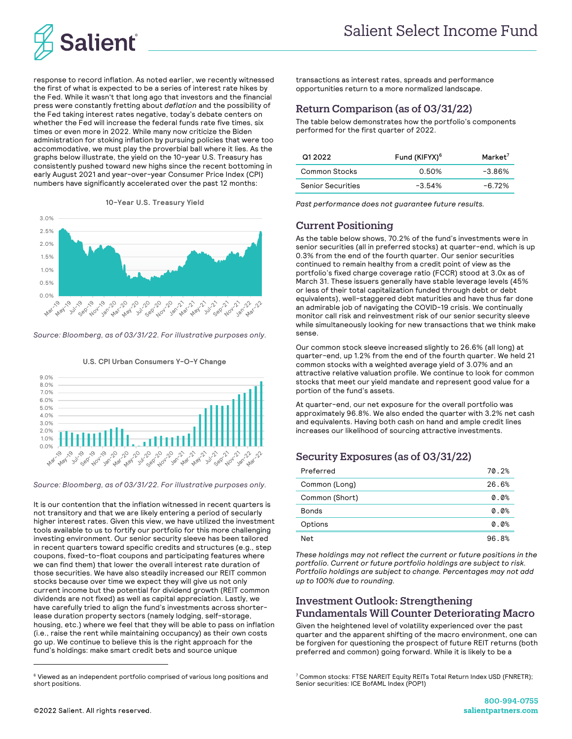response to record inflation. As noted earlier, we recently witnessed the first of what is expected to be a series of interest rate hikes by the Fed. While it wasn't that long ago that investors and the financial press were constantly fretting about *deflation* and the possibility of the Fed taking interest rates negative, today's debate centers on whether the Fed will increase the federal funds rate five times, six times or even more in 2022. While many now criticize the Biden administration for stoking inflation by pursuing policies that were too accommodative, we must play the proverbial ball where it lies. As the graphs below illustrate, the yield on the 10-year U.S. Treasury has consistently pushed toward new highs since the recent bottoming in early August 2021 and year-over-year Consumer Price Index (CPI) numbers have significantly accelerated over the past 12 months:

10-Year U.S. Treasury Yield

*Source: Bloomberg, as of 03/31/22. For illustrative purposes only.*

U.S. CPI Urban Consumers Y-O-Y Change

*Source: Bloomberg, as of 03/31/22. For illustrative purposes only.*

It is our contention that the inflation witnessed in recent quarters is not transitory and that we are likely entering a period of secularly higher interest rates. Given this view, we have utilized the investment tools available to us to fortify our portfolio for this more challenging investing environment. Our senior security sleeve has been tailored in recent quarters toward specific credits and structures (e.g., step coupons, fixed-to-float coupons and participating features where we can find them) that lower the overall interest rate duration of those securities. We have also steadily increased our REIT common stocks because over time we expect they will give us not only current income but the potential for dividend growth (REIT common dividends are not fixed) as well as capital appreciation. Lastly, we have carefully tried to align the fund's investments across shorter-lease duration property sectors (namely lodging, self-storage, housing, etc.) where we feel that they will be able to pass on inflation (i.e., raise the rent while maintaining occupancy) as their own costs go up. We continue to believe this is the right approach for the fund's holdings: make smart credit bets and source unique transactions as interest rates, spreads and performance opportunities return to a more normalized landscape.

## Return Comparison (as of 03/31/22)

The table below demonstrates how the portfolio's components performed for the first quarter of 2022.

| Q1 2022 | Fund (KIFYX)[6] | Market[7] |
|---|---|---|
| Common Stocks | 0.50% | -3.86% |
| Senior Securities | -3.54% | -6.72% |

*Past performance does not guarantee future results.*

## Current Positioning

As the table below shows, 70.2% of the fund's investments were in senior securities (all in preferred stocks) at quarter-end, which is up 0.3% from the end of the fourth quarter. Our senior securities continued to remain healthy from a credit point of view as the portfolio's fixed charge coverage ratio (FCCR) stood at 3.0x as of March 31. These issuers generally have stable leverage levels (45% or less of their total capitalization funded through debt or debt equivalents), well-staggered debt maturities and have thus far done an admirable job of navigating the COVID-19 crisis. We continually monitor call risk and reinvestment risk of our senior security sleeve while simultaneously looking for new transactions that we think make sense.

Our common stock sleeve increased slightly to 26.6% (all long) at quarter-end, up 1.2% from the end of the fourth quarter. We held 21 common stocks with a weighted average yield of 3.07% and an attractive relative valuation profile. We continue to look for common stocks that meet our yield mandate and represent good value for a portion of the fund's assets.

At quarter-end, our net exposure for the overall portfolio was approximately 96.8%. We also ended the quarter with 3.2% net cash and equivalents. Having both cash on hand and ample credit lines increases our likelihood of sourcing attractive investments.

## Security Exposures (as of 03/31/22)

| | |
|---|---|
| Preferred | 70.2% |
| Common (Long) | 26.6% |
| Common (Short) | 0.0% |
| Bonds | 0.0% |
| Options | 0.0% |
| Net | 96.8% |

*These holdings may not reflect the current or future positions in the portfolio. Current or future portfolio holdings are subject to risk. Portfolio holdings are subject to change. Percentages may not add up to 100% due to rounding.*

## Investment Outlook: Strengthening Fundamentals Will Counter Deteriorating Macro

Given the heightened level of volatility experienced over the past quarter and the apparent shifting of the macro environment, one can be forgiven for questioning the prospect of future REIT returns (both preferred and common) going forward. While it is likely to be a

[6] Viewed as an independent portfolio comprised of various long positions and short positions.

[7] Common stocks: FTSE NAREIT Equity REITs Total Return Index USD (FNERTR); Senior securities: ICE BofAML Index (POP1)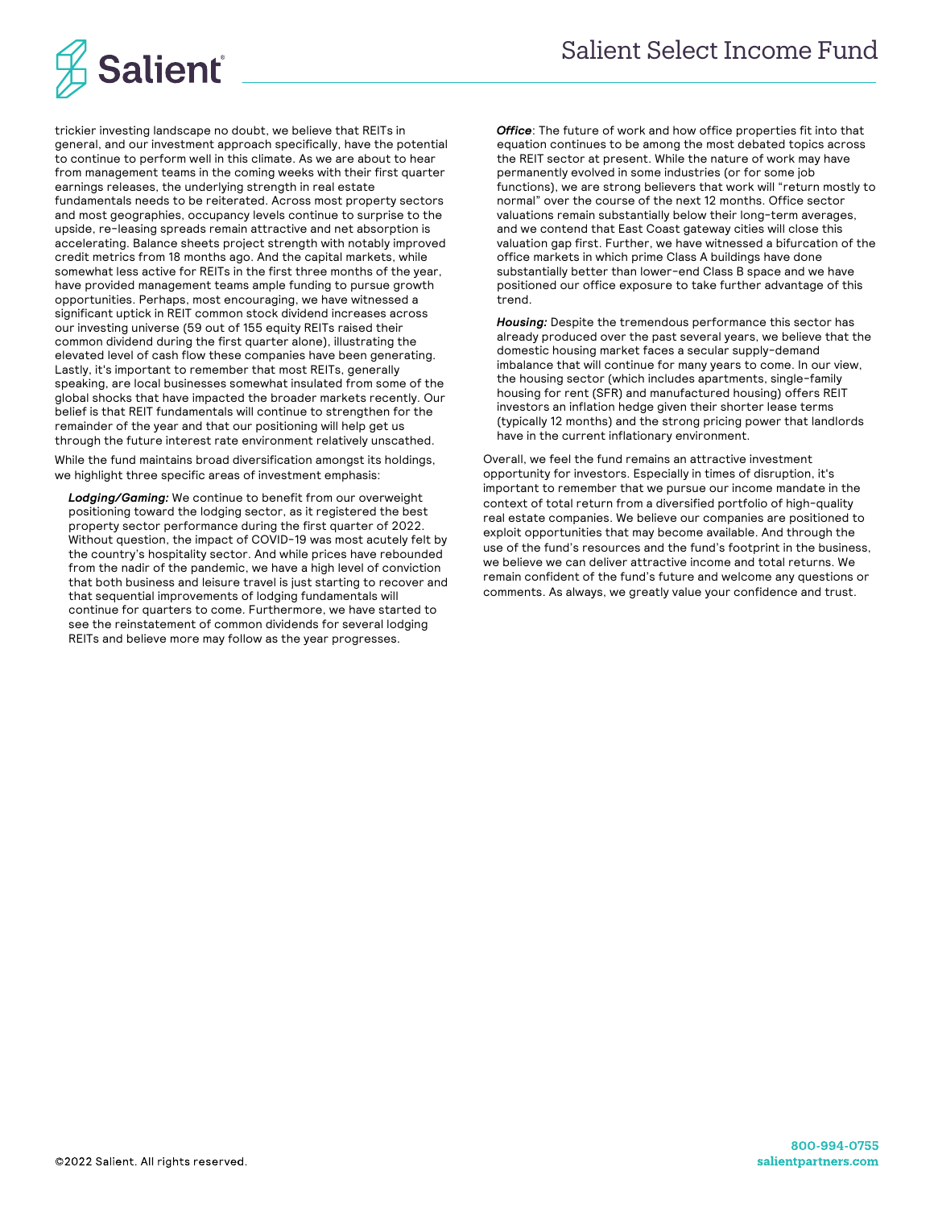trickier investing landscape no doubt, we believe that REITs in general, and our investment approach specifically, have the potential to continue to perform well in this climate. As we are about to hear from management teams in the coming weeks with their first quarter earnings releases, the underlying strength in real estate fundamentals needs to be reiterated. Across most property sectors and most geographies, occupancy levels continue to surprise to the upside, re-leasing spreads remain attractive and net absorption is accelerating. Balance sheets project strength with notably improved credit metrics from 18 months ago. And the capital markets, while somewhat less active for REITs in the first three months of the year, have provided management teams ample funding to pursue growth opportunities. Perhaps, most encouraging, we have witnessed a significant uptick in REIT common stock dividend increases across our investing universe (59 out of 155 equity REITs raised their common dividend during the first quarter alone), illustrating the elevated level of cash flow these companies have been generating. Lastly, it's important to remember that most REITs, generally speaking, are local businesses somewhat insulated from some of the global shocks that have impacted the broader markets recently. Our belief is that REIT fundamentals will continue to strengthen for the remainder of the year and that our positioning will help get us through the future interest rate environment relatively unscathed.

While the fund maintains broad diversification amongst its holdings, we highlight three specific areas of investment emphasis:

***Lodging/Gaming:*** We continue to benefit from our overweight positioning toward the lodging sector, as it registered the best property sector performance during the first quarter of 2022. Without question, the impact of COVID-19 was most acutely felt by the country's hospitality sector. And while prices have rebounded from the nadir of the pandemic, we have a high level of conviction that both business and leisure travel is just starting to recover and that sequential improvements of lodging fundamentals will continue for quarters to come. Furthermore, we have started to see the reinstatement of common dividends for several lodging REITs and believe more may follow as the year progresses.

***Office***: The future of work and how office properties fit into that equation continues to be among the most debated topics across the REIT sector at present. While the nature of work may have permanently evolved in some industries (or for some job functions), we are strong believers that work will "return mostly to normal" over the course of the next 12 months. Office sector valuations remain substantially below their long-term averages, and we contend that East Coast gateway cities will close this valuation gap first. Further, we have witnessed a bifurcation of the office markets in which prime Class A buildings have done substantially better than lower-end Class B space and we have positioned our office exposure to take further advantage of this trend.

***Housing:*** Despite the tremendous performance this sector has already produced over the past several years, we believe that the domestic housing market faces a secular supply-demand imbalance that will continue for many years to come. In our view, the housing sector (which includes apartments, single-family housing for rent (SFR) and manufactured housing) offers REIT investors an inflation hedge given their shorter lease terms (typically 12 months) and the strong pricing power that landlords have in the current inflationary environment.

Overall, we feel the fund remains an attractive investment opportunity for investors. Especially in times of disruption, it's important to remember that we pursue our income mandate in the context of total return from a diversified portfolio of high-quality real estate companies. We believe our companies are positioned to exploit opportunities that may become available. And through the use of the fund's resources and the fund's footprint in the business, we believe we can deliver attractive income and total returns. We remain confident of the fund's future and welcome any questions or comments. As always, we greatly value your confidence and trust.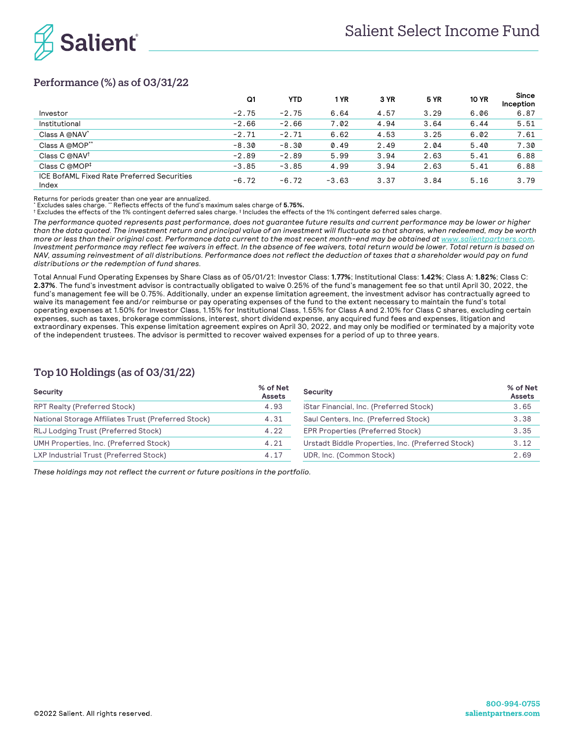# Salient Select Income Fund

## Performance (%) as of 03/31/22

| | Q1 | YTD | 1 YR | 3 YR | 5 YR | 10 YR | Since Inception |
|---|---|---|---|---|---|---|---|
| Investor | -2.75 | -2.75 | 6.64 | 4.57 | 3.29 | 6.06 | 6.87 |
| Institutional | -2.66 | -2.66 | 7.02 | 4.94 | 3.64 | 6.44 | 5.51 |
| Class A @NAV* | -2.71 | -2.71 | 6.62 | 4.53 | 3.25 | 6.02 | 7.61 |
| Class A @MOP** | -8.30 | -8.30 | 0.49 | 2.49 | 2.04 | 5.40 | 7.30 |
| Class C @NAV† | -2.89 | -2.89 | 5.99 | 3.94 | 2.63 | 5.41 | 6.88 |
| Class C @MOP‡ | -3.85 | -3.85 | 4.99 | 3.94 | 2.63 | 5.41 | 6.88 |
| ICE BofAML Fixed Rate Preferred Securities Index | -6.72 | -6.72 | -3.63 | 3.37 | 3.84 | 5.16 | 3.79 |

Returns for periods greater than one year are annualized.
* Excludes sales charge. ** Reflects effects of the fund's maximum sales charge of **5.75%.**
† Excludes the effects of the 1% contingent deferred sales charge. ‡ Includes the effects of the 1% contingent deferred sales charge.

*The performance quoted represents past performance, does not guarantee future results and current performance may be lower or higher than the data quoted. The investment return and principal value of an investment will fluctuate so that shares, when redeemed, may be worth more or less than their original cost. Performance data current to the most recent month-end may be obtained at www.salientpartners.com. Investment performance may reflect fee waivers in effect. In the absence of fee waivers, total return would be lower. Total return is based on NAV, assuming reinvestment of all distributions. Performance does not reflect the deduction of taxes that a shareholder would pay on fund distributions or the redemption of fund shares.*

Total Annual Fund Operating Expenses by Share Class as of 05/01/21: Investor Class: **1.77%**; Institutional Class: **1.42%**; Class A: **1.82%**; Class C: **2.37%**. The fund's investment advisor is contractually obligated to waive 0.25% of the fund's management fee so that until April 30, 2022, the fund's management fee will be 0.75%. Additionally, under an expense limitation agreement, the investment advisor has contractually agreed to waive its management fee and/or reimburse or pay operating expenses of the fund to the extent necessary to maintain the fund's total operating expenses at 1.50% for Investor Class, 1.15% for Institutional Class, 1.55% for Class A and 2.10% for Class C shares, excluding certain expenses, such as taxes, brokerage commissions, interest, short dividend expense, any acquired fund fees and expenses, litigation and extraordinary expenses. This expense limitation agreement expires on April 30, 2022, and may only be modified or terminated by a majority vote of the independent trustees. The advisor is permitted to recover waived expenses for a period of up to three years.

## Top 10 Holdings (as of 03/31/22)

| Security | % of Net Assets |
|---|---|
| RPT Realty (Preferred Stock) | 4.93 |
| National Storage Affiliates Trust (Preferred Stock) | 4.31 |
| RLJ Lodging Trust (Preferred Stock) | 4.22 |
| UMH Properties, Inc. (Preferred Stock) | 4.21 |
| LXP Industrial Trust (Preferred Stock) | 4.17 |
| iStar Financial, Inc. (Preferred Stock) | 3.65 |
| Saul Centers, Inc. (Preferred Stock) | 3.38 |
| EPR Properties (Preferred Stock) | 3.35 |
| Urstadt Biddle Properties, Inc. (Preferred Stock) | 3.12 |
| UDR, Inc. (Common Stock) | 2.69 |

*These holdings may not reflect the current or future positions in the portfolio.*

©2022 Salient. All rights reserved.

800-994-0755
salientpartners.com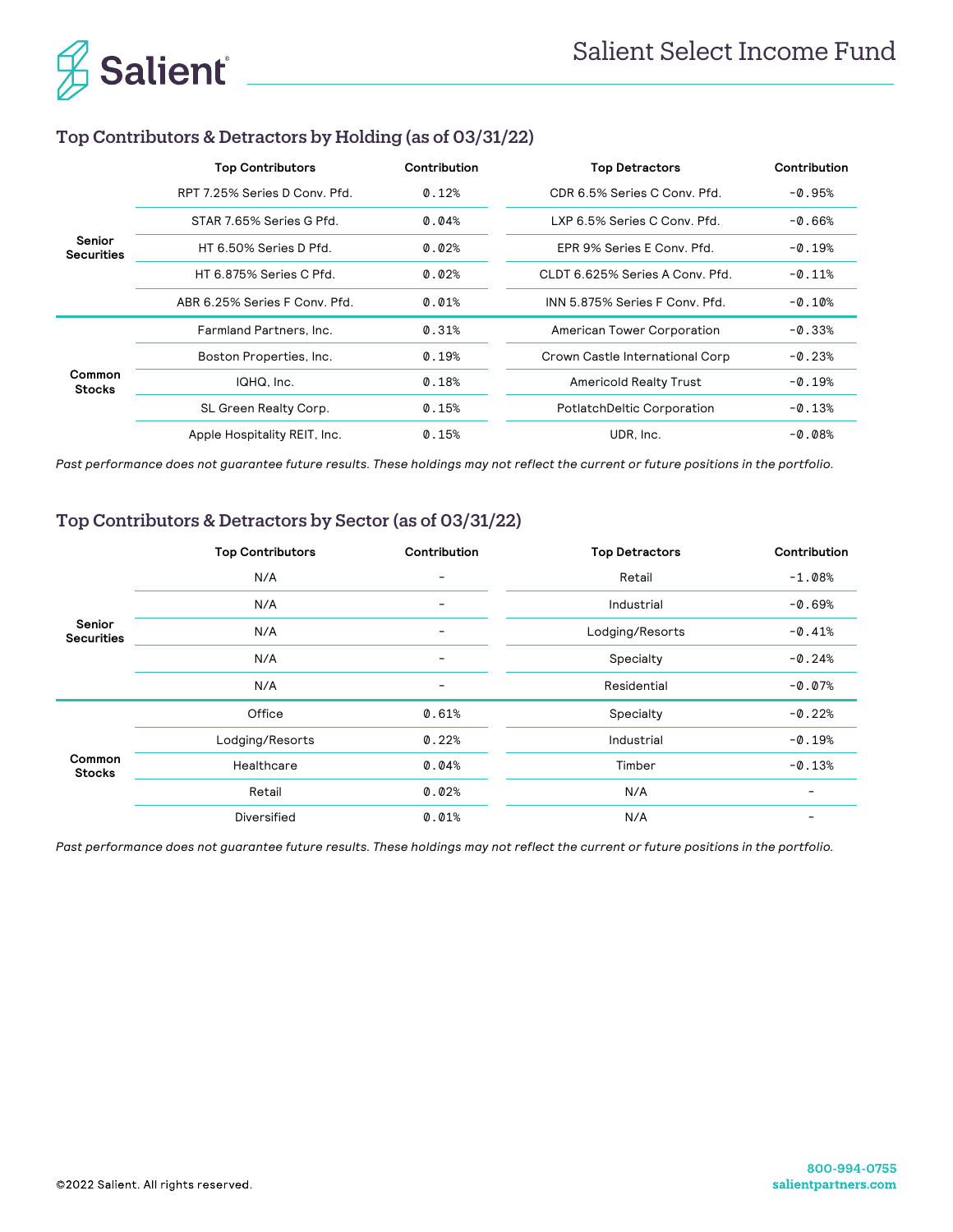## Top Contributors & Detractors by Holding (as of 03/31/22)

| | Top Contributors | Contribution | Top Detractors | Contribution |
|---|---|---|---|---|
| Senior Securities | RPT 7.25% Series D Conv. Pfd. | 0.12% | CDR 6.5% Series C Conv. Pfd. | -0.95% |
| | STAR 7.65% Series G Pfd. | 0.04% | LXP 6.5% Series C Conv. Pfd. | -0.66% |
| | HT 6.50% Series D Pfd. | 0.02% | EPR 9% Series E Conv. Pfd. | -0.19% |
| | HT 6.875% Series C Pfd. | 0.02% | CLDT 6.625% Series A Conv. Pfd. | -0.11% |
| | ABR 6.25% Series F Conv. Pfd. | 0.01% | INN 5.875% Series F Conv. Pfd. | -0.10% |
| Common Stocks | Farmland Partners, Inc. | 0.31% | American Tower Corporation | -0.33% |
| | Boston Properties, Inc. | 0.19% | Crown Castle International Corp | -0.23% |
| | IQHQ, Inc. | 0.18% | Americold Realty Trust | -0.19% |
| | SL Green Realty Corp. | 0.15% | PotlatchDeltic Corporation | -0.13% |
| | Apple Hospitality REIT, Inc. | 0.15% | UDR, Inc. | -0.08% |

*Past performance does not guarantee future results. These holdings may not reflect the current or future positions in the portfolio.*

## Top Contributors & Detractors by Sector (as of 03/31/22)

| | Top Contributors | Contribution | Top Detractors | Contribution |
|---|---|---|---|---|
| Senior Securities | N/A | - | Retail | -1.08% |
| | N/A | - | Industrial | -0.69% |
| | N/A | - | Lodging/Resorts | -0.41% |
| | N/A | - | Specialty | -0.24% |
| | N/A | - | Residential | -0.07% |
| Common Stocks | Office | 0.61% | Specialty | -0.22% |
| | Lodging/Resorts | 0.22% | Industrial | -0.19% |
| | Healthcare | 0.04% | Timber | -0.13% |
| | Retail | 0.02% | N/A | - |
| | Diversified | 0.01% | N/A | - |

*Past performance does not guarantee future results. These holdings may not reflect the current or future positions in the portfolio.*

©2022 Salient. All rights reserved.

800-994-0755
salientpartners.com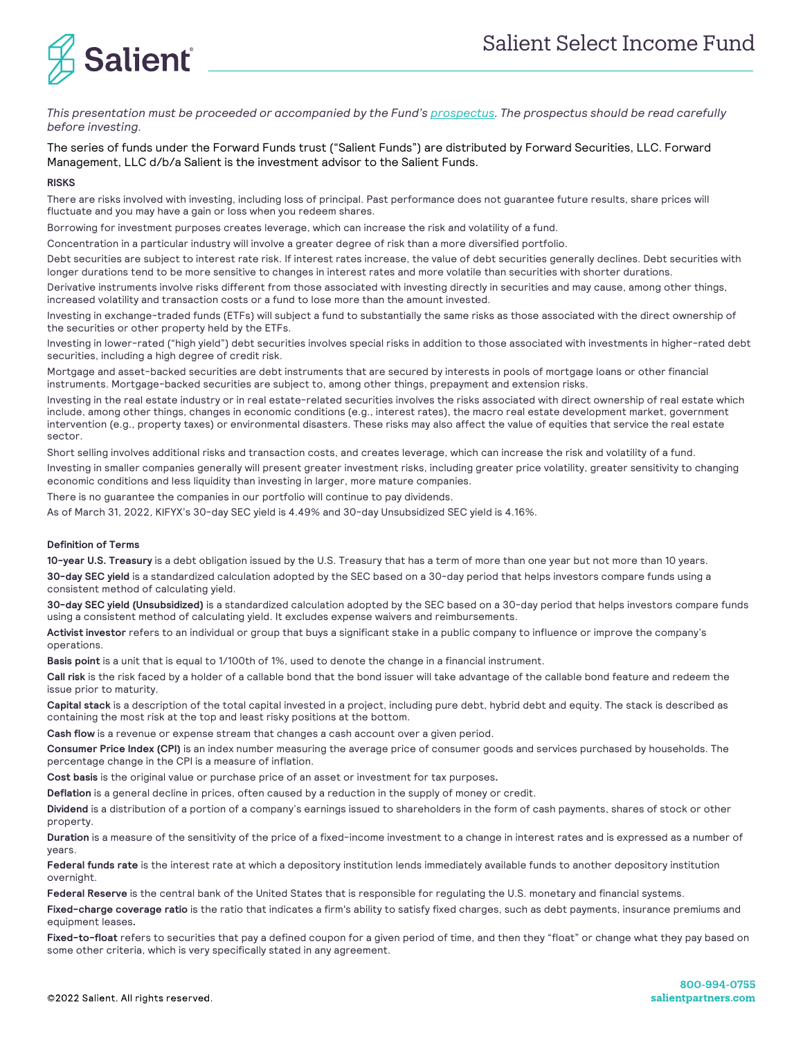*This presentation must be proceeded or accompanied by the Fund's prospectus. The prospectus should be read carefully before investing.*

The series of funds under the Forward Funds trust ("Salient Funds") are distributed by Forward Securities, LLC. Forward Management, LLC d/b/a Salient is the investment advisor to the Salient Funds.

**RISKS**

There are risks involved with investing, including loss of principal. Past performance does not guarantee future results, share prices will fluctuate and you may have a gain or loss when you redeem shares.

Borrowing for investment purposes creates leverage, which can increase the risk and volatility of a fund.

Concentration in a particular industry will involve a greater degree of risk than a more diversified portfolio.

Debt securities are subject to interest rate risk. If interest rates increase, the value of debt securities generally declines. Debt securities with longer durations tend to be more sensitive to changes in interest rates and more volatile than securities with shorter durations.

Derivative instruments involve risks different from those associated with investing directly in securities and may cause, among other things, increased volatility and transaction costs or a fund to lose more than the amount invested.

Investing in exchange-traded funds (ETFs) will subject a fund to substantially the same risks as those associated with the direct ownership of the securities or other property held by the ETFs.

Investing in lower-rated ("high yield") debt securities involves special risks in addition to those associated with investments in higher-rated debt securities, including a high degree of credit risk.

Mortgage and asset-backed securities are debt instruments that are secured by interests in pools of mortgage loans or other financial instruments. Mortgage-backed securities are subject to, among other things, prepayment and extension risks.

Investing in the real estate industry or in real estate-related securities involves the risks associated with direct ownership of real estate which include, among other things, changes in economic conditions (e.g., interest rates), the macro real estate development market, government intervention (e.g., property taxes) or environmental disasters. These risks may also affect the value of equities that service the real estate sector.

Short selling involves additional risks and transaction costs, and creates leverage, which can increase the risk and volatility of a fund.

Investing in smaller companies generally will present greater investment risks, including greater price volatility, greater sensitivity to changing economic conditions and less liquidity than investing in larger, more mature companies.

There is no guarantee the companies in our portfolio will continue to pay dividends.

As of March 31, 2022, KIFYX's 30-day SEC yield is 4.49% and 30-day Unsubsidized SEC yield is 4.16%.

**Definition of Terms**

**10-year U.S. Treasury** is a debt obligation issued by the U.S. Treasury that has a term of more than one year but not more than 10 years.

**30-day SEC yield** is a standardized calculation adopted by the SEC based on a 30-day period that helps investors compare funds using a consistent method of calculating yield.

**30-day SEC yield (Unsubsidized)** is a standardized calculation adopted by the SEC based on a 30-day period that helps investors compare funds using a consistent method of calculating yield. It excludes expense waivers and reimbursements.

**Activist investor** refers to an individual or group that buys a significant stake in a public company to influence or improve the company's operations.

**Basis point** is a unit that is equal to 1/100th of 1%, used to denote the change in a financial instrument.

**Call risk** is the risk faced by a holder of a callable bond that the bond issuer will take advantage of the callable bond feature and redeem the issue prior to maturity.

**Capital stack** is a description of the total capital invested in a project, including pure debt, hybrid debt and equity. The stack is described as containing the most risk at the top and least risky positions at the bottom.

**Cash flow** is a revenue or expense stream that changes a cash account over a given period.

**Consumer Price Index (CPI)** is an index number measuring the average price of consumer goods and services purchased by households. The percentage change in the CPI is a measure of inflation.

**Cost basis** is the original value or purchase price of an asset or investment for tax purposes**.**

**Deflation** is a general decline in prices, often caused by a reduction in the supply of money or credit.

**Dividend** is a distribution of a portion of a company's earnings issued to shareholders in the form of cash payments, shares of stock or other property.

**Duration** is a measure of the sensitivity of the price of a fixed-income investment to a change in interest rates and is expressed as a number of years.

**Federal funds rate** is the interest rate at which a depository institution lends immediately available funds to another depository institution overnight.

**Federal Reserve** is the central bank of the United States that is responsible for regulating the U.S. monetary and financial systems.

**Fixed-charge coverage ratio** is the ratio that indicates a firm's ability to satisfy fixed charges, such as debt payments, insurance premiums and equipment leases**.**

**Fixed-to-float** refers to securities that pay a defined coupon for a given period of time, and then they "float" or change what they pay based on some other criteria, which is very specifically stated in any agreement.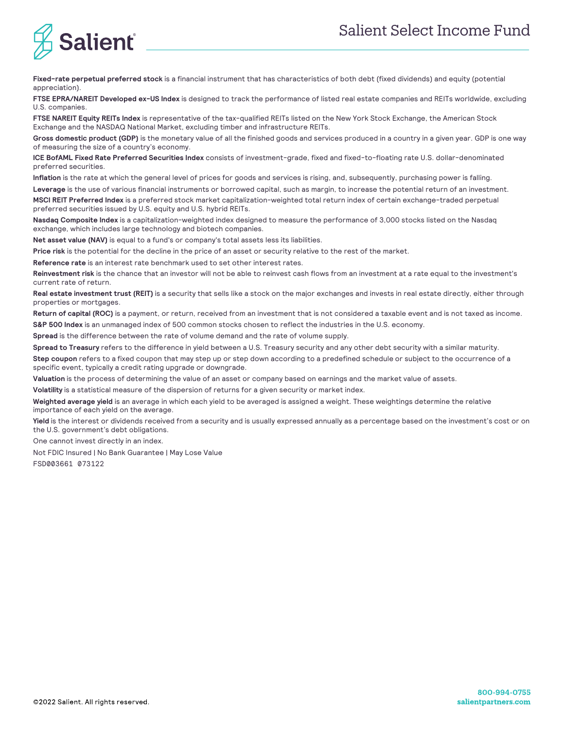**Fixed-rate perpetual preferred stock** is a financial instrument that has characteristics of both debt (fixed dividends) and equity (potential appreciation).

**FTSE EPRA/NAREIT Developed ex-US Index** is designed to track the performance of listed real estate companies and REITs worldwide, excluding U.S. companies.

**FTSE NAREIT Equity REITs Index** is representative of the tax-qualified REITs listed on the New York Stock Exchange, the American Stock Exchange and the NASDAQ National Market, excluding timber and infrastructure REITs.

**Gross domestic product (GDP)** is the monetary value of all the finished goods and services produced in a country in a given year. GDP is one way of measuring the size of a country's economy.

**ICE BofAML Fixed Rate Preferred Securities Index** consists of investment-grade, fixed and fixed-to-floating rate U.S. dollar-denominated preferred securities.

**Inflation** is the rate at which the general level of prices for goods and services is rising, and, subsequently, purchasing power is falling.

**Leverage** is the use of various financial instruments or borrowed capital, such as margin, to increase the potential return of an investment.

**MSCI REIT Preferred Index** is a preferred stock market capitalization-weighted total return index of certain exchange-traded perpetual preferred securities issued by U.S. equity and U.S. hybrid REITs.

**Nasdaq Composite Index** is a capitalization-weighted index designed to measure the performance of 3,000 stocks listed on the Nasdaq exchange, which includes large technology and biotech companies.

**Net asset value (NAV)** is equal to a fund's or company's total assets less its liabilities.

**Price risk** is the potential for the decline in the price of an asset or security relative to the rest of the market.

**Reference rate** is an interest rate benchmark used to set other interest rates.

**Reinvestment risk** is the chance that an investor will not be able to reinvest cash flows from an investment at a rate equal to the investment's current rate of return.

**Real estate investment trust (REIT)** is a security that sells like a stock on the major exchanges and invests in real estate directly, either through properties or mortgages.

**Return of capital (ROC)** is a payment, or return, received from an investment that is not considered a taxable event and is not taxed as income.

**S&P 500 Index** is an unmanaged index of 500 common stocks chosen to reflect the industries in the U.S. economy.

**Spread** is the difference between the rate of volume demand and the rate of volume supply.

**Spread to Treasury** refers to the difference in yield between a U.S. Treasury security and any other debt security with a similar maturity.

**Step coupon** refers to a fixed coupon that may step up or step down according to a predefined schedule or subject to the occurrence of a specific event, typically a credit rating upgrade or downgrade.

**Valuation** is the process of determining the value of an asset or company based on earnings and the market value of assets.

**Volatility** is a statistical measure of the dispersion of returns for a given security or market index.

**Weighted average yield** is an average in which each yield to be averaged is assigned a weight. These weightings determine the relative importance of each yield on the average.

**Yield** is the interest or dividends received from a security and is usually expressed annually as a percentage based on the investment's cost or on the U.S. government's debt obligations.

One cannot invest directly in an index.

Not FDIC Insured | No Bank Guarantee | May Lose Value

FSD003661 073122

©2022 Salient. All rights reserved.

800-994-0755
salientpartners.com